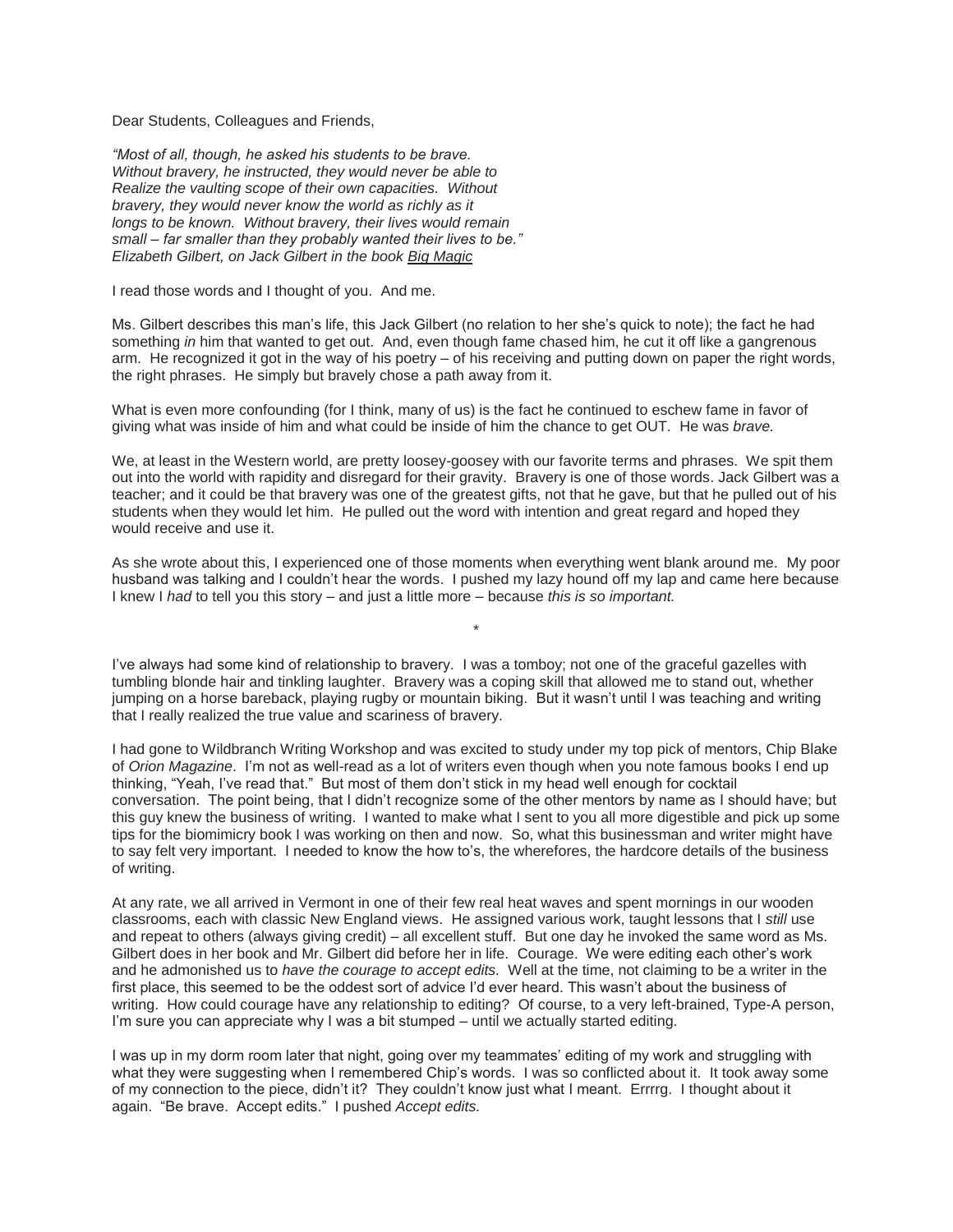Dear Students, Colleagues and Friends,

*"Most of all, though, he asked his students to be brave. Without bravery, he instructed, they would never be able to Realize the vaulting scope of their own capacities. Without bravery, they would never know the world as richly as it longs to be known. Without bravery, their lives would remain small – far smaller than they probably wanted their lives to be." Elizabeth Gilbert, on Jack Gilbert in the book* Big Magic

I read those words and I thought of you. And me.

Ms. Gilbert describes this man's life, this Jack Gilbert (no relation to her she's quick to note); the fact he had something *in* him that wanted to get out. And, even though fame chased him, he cut it off like a gangrenous arm. He recognized it got in the way of his poetry – of his receiving and putting down on paper the right words, the right phrases. He simply but bravely chose a path away from it.

What is even more confounding (for I think, many of us) is the fact he continued to eschew fame in favor of giving what was inside of him and what could be inside of him the chance to get OUT. He was *brave.*

We, at least in the Western world, are pretty loosey-goosey with our favorite terms and phrases. We spit them out into the world with rapidity and disregard for their gravity. Bravery is one of those words. Jack Gilbert was a teacher; and it could be that bravery was one of the greatest gifts, not that he gave, but that he pulled out of his students when they would let him. He pulled out the word with intention and great regard and hoped they would receive and use it.

As she wrote about this, I experienced one of those moments when everything went blank around me. My poor husband was talking and I couldn't hear the words. I pushed my lazy hound off my lap and came here because I knew I *had* to tell you this story – and just a little more – because *this is so important.*

*

I've always had some kind of relationship to bravery. I was a tomboy; not one of the graceful gazelles with tumbling blonde hair and tinkling laughter. Bravery was a coping skill that allowed me to stand out, whether jumping on a horse bareback, playing rugby or mountain biking. But it wasn't until I was teaching and writing that I really realized the true value and scariness of bravery.

I had gone to Wildbranch Writing Workshop and was excited to study under my top pick of mentors, Chip Blake of *Orion Magazine*. I'm not as well-read as a lot of writers even though when you note famous books I end up thinking, "Yeah, I've read that." But most of them don't stick in my head well enough for cocktail conversation. The point being, that I didn't recognize some of the other mentors by name as I should have; but this guy knew the business of writing. I wanted to make what I sent to you all more digestible and pick up some tips for the biomimicry book I was working on then and now. So, what this businessman and writer might have to say felt very important. I needed to know the how to's, the wherefores, the hardcore details of the business of writing.

At any rate, we all arrived in Vermont in one of their few real heat waves and spent mornings in our wooden classrooms, each with classic New England views. He assigned various work, taught lessons that I *still* use and repeat to others (always giving credit) – all excellent stuff. But one day he invoked the same word as Ms. Gilbert does in her book and Mr. Gilbert did before her in life. Courage. We were editing each other's work and he admonished us to *have the courage to accept edits.* Well at the time, not claiming to be a writer in the first place, this seemed to be the oddest sort of advice I'd ever heard. This wasn't about the business of writing. How could courage have any relationship to editing? Of course, to a very left-brained, Type-A person, I'm sure you can appreciate why I was a bit stumped – until we actually started editing.

I was up in my dorm room later that night, going over my teammates' editing of my work and struggling with what they were suggesting when I remembered Chip's words. I was so conflicted about it. It took away some of my connection to the piece, didn't it? They couldn't know just what I meant. Errrrg. I thought about it again. "Be brave. Accept edits." I pushed *Accept edits.*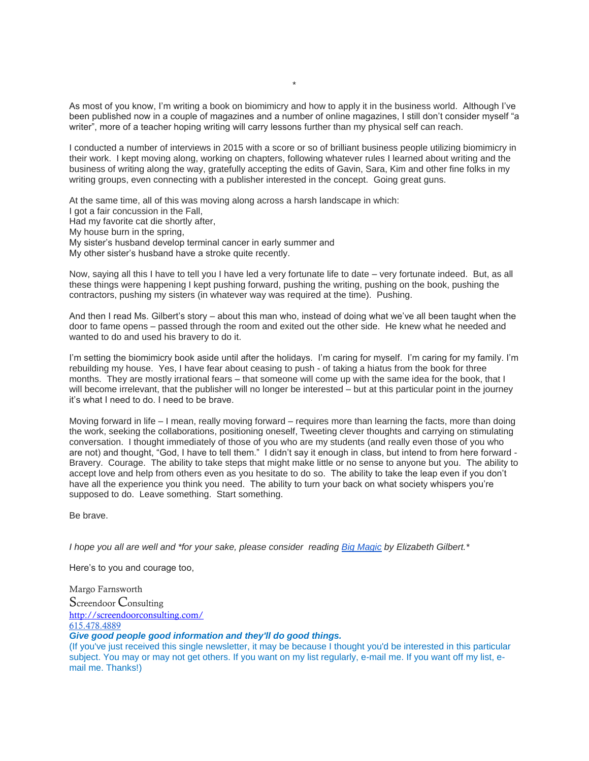*

As most of you know, I'm writing a book on biomimicry and how to apply it in the business world. Although I've been published now in a couple of magazines and a number of online magazines, I still don't consider myself "a writer", more of a teacher hoping writing will carry lessons further than my physical self can reach.

I conducted a number of interviews in 2015 with a score or so of brilliant business people utilizing biomimicry in their work. I kept moving along, working on chapters, following whatever rules I learned about writing and the business of writing along the way, gratefully accepting the edits of Gavin, Sara, Kim and other fine folks in my writing groups, even connecting with a publisher interested in the concept. Going great guns.

At the same time, all of this was moving along across a harsh landscape in which:
I got a fair concussion in the Fall,
Had my favorite cat die shortly after,
My house burn in the spring,
My sister's husband develop terminal cancer in early summer and
My other sister's husband have a stroke quite recently.

Now, saying all this I have to tell you I have led a very fortunate life to date – very fortunate indeed. But, as all these things were happening I kept pushing forward, pushing the writing, pushing on the book, pushing the contractors, pushing my sisters (in whatever way was required at the time). Pushing.

And then I read Ms. Gilbert's story – about this man who, instead of doing what we've all been taught when the door to fame opens – passed through the room and exited out the other side. He knew what he needed and wanted to do and used his bravery to do it.

I'm setting the biomimicry book aside until after the holidays. I'm caring for myself. I'm caring for my family. I'm rebuilding my house. Yes, I have fear about ceasing to push - of taking a hiatus from the book for three months. They are mostly irrational fears – that someone will come up with the same idea for the book, that I will become irrelevant, that the publisher will no longer be interested – but at this particular point in the journey it's what I need to do. I need to be brave.

Moving forward in life – I mean, really moving forward – requires more than learning the facts, more than doing the work, seeking the collaborations, positioning oneself, Tweeting clever thoughts and carrying on stimulating conversation. I thought immediately of those of you who are my students (and really even those of you who are not) and thought, "God, I have to tell them." I didn't say it enough in class, but intend to from here forward - Bravery. Courage. The ability to take steps that might make little or no sense to anyone but you. The ability to accept love and help from others even as you hesitate to do so. The ability to take the leap even if you don't have all the experience you think you need. The ability to turn your back on what society whispers you're supposed to do. Leave something. Start something.

Be brave.

*I hope you all are well and *for your sake, please consider reading [Big Magic](#) by Elizabeth Gilbert.**

Here's to you and courage too,

Margo Farnsworth
Screendoor Consulting
http://screendoorconsulting.com/
615.478.4889
***Give good people good information and they'll do good things.***
(If you've just received this single newsletter, it may be because I thought you'd be interested in this particular subject. You may or may not get others. If you want on my list regularly, e-mail me. If you want off my list, e-mail me. Thanks!)